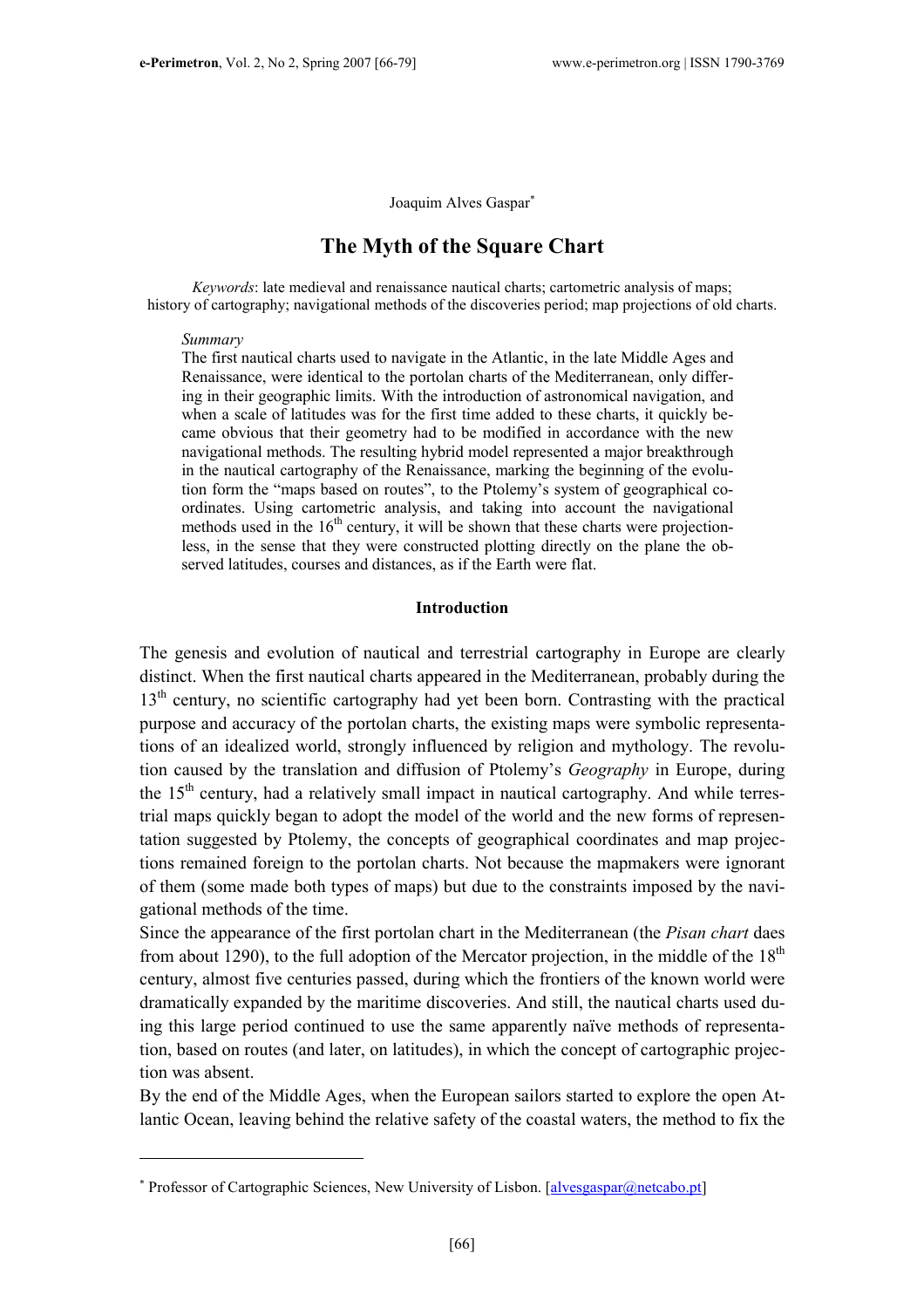Joaquim Alves Gaspar[*]

# The Myth of the Square Chart

*Keywords*: late medieval and renaissance nautical charts; cartometric analysis of maps; history of cartography; navigational methods of the discoveries period; map projections of old charts.

*Summary*

The first nautical charts used to navigate in the Atlantic, in the late Middle Ages and Renaissance, were identical to the portolan charts of the Mediterranean, only differing in their geographic limits. With the introduction of astronomical navigation, and when a scale of latitudes was for the first time added to these charts, it quickly became obvious that their geometry had to be modified in accordance with the new navigational methods. The resulting hybrid model represented a major breakthrough in the nautical cartography of the Renaissance, marking the beginning of the evolution form the "maps based on routes", to the Ptolemy's system of geographical coordinates. Using cartometric analysis, and taking into account the navigational methods used in the 16th century, it will be shown that these charts were projectionless, in the sense that they were constructed plotting directly on the plane the observed latitudes, courses and distances, as if the Earth were flat.

**Introduction**

The genesis and evolution of nautical and terrestrial cartography in Europe are clearly distinct. When the first nautical charts appeared in the Mediterranean, probably during the 13th century, no scientific cartography had yet been born. Contrasting with the practical purpose and accuracy of the portolan charts, the existing maps were symbolic representations of an idealized world, strongly influenced by religion and mythology. The revolution caused by the translation and diffusion of Ptolemy's *Geography* in Europe, during the 15th century, had a relatively small impact in nautical cartography. And while terrestrial maps quickly began to adopt the model of the world and the new forms of representation suggested by Ptolemy, the concepts of geographical coordinates and map projections remained foreign to the portolan charts. Not because the mapmakers were ignorant of them (some made both types of maps) but due to the constraints imposed by the navigational methods of the time.

Since the appearance of the first portolan chart in the Mediterranean (the *Pisan chart* daes from about 1290), to the full adoption of the Mercator projection, in the middle of the 18th century, almost five centuries passed, during which the frontiers of the known world were dramatically expanded by the maritime discoveries. And still, the nautical charts used duing this large period continued to use the same apparently naïve methods of representation, based on routes (and later, on latitudes), in which the concept of cartographic projection was absent.

By the end of the Middle Ages, when the European sailors started to explore the open Atlantic Ocean, leaving behind the relative safety of the coastal waters, the method to fix the

[*] Professor of Cartographic Sciences, New University of Lisbon. [alvesgaspar@netcabo.pt]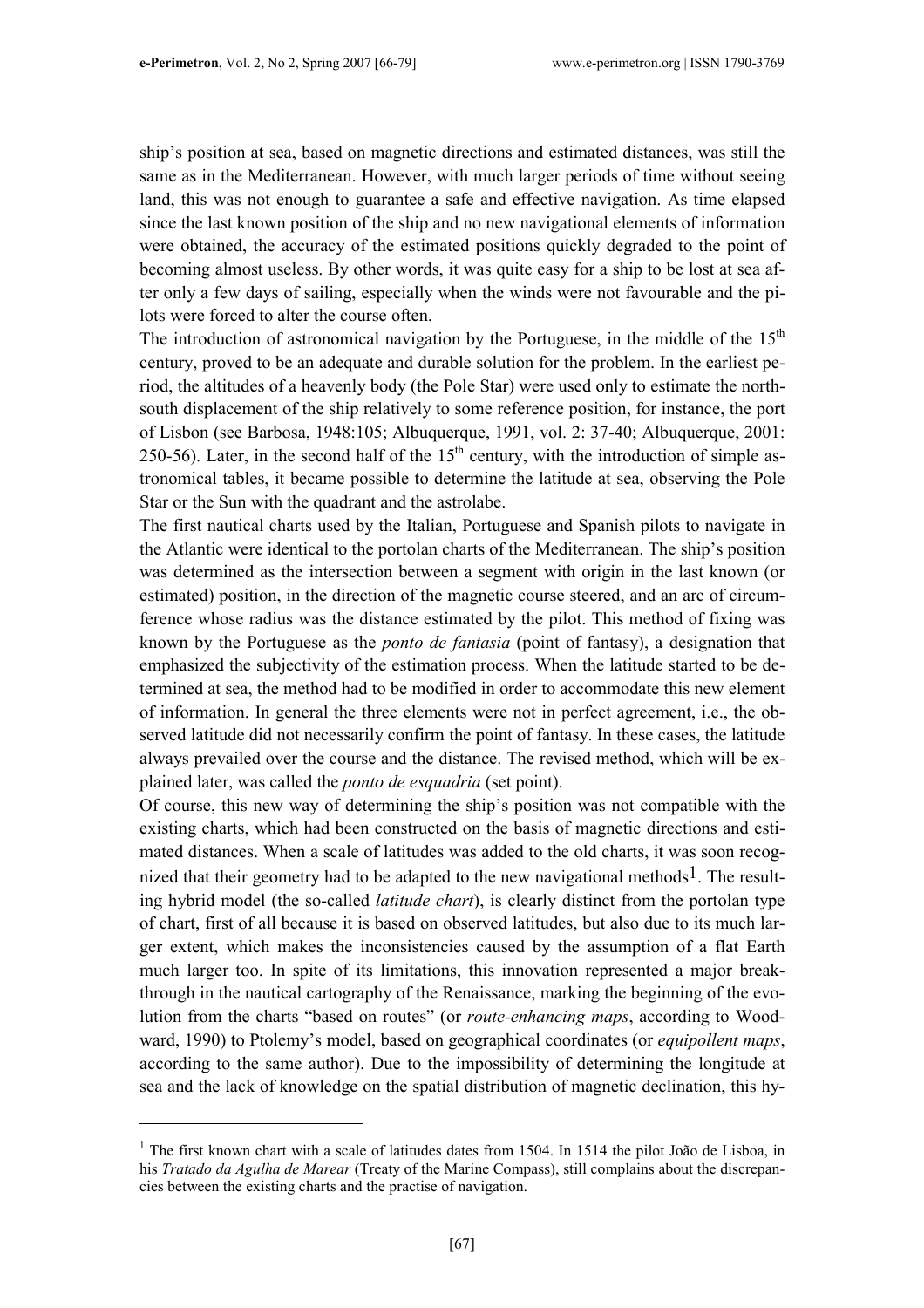ship's position at sea, based on magnetic directions and estimated distances, was still the same as in the Mediterranean. However, with much larger periods of time without seeing land, this was not enough to guarantee a safe and effective navigation. As time elapsed since the last known position of the ship and no new navigational elements of information were obtained, the accuracy of the estimated positions quickly degraded to the point of becoming almost useless. By other words, it was quite easy for a ship to be lost at sea after only a few days of sailing, especially when the winds were not favourable and the pilots were forced to alter the course often.

The introduction of astronomical navigation by the Portuguese, in the middle of the 15th century, proved to be an adequate and durable solution for the problem. In the earliest period, the altitudes of a heavenly body (the Pole Star) were used only to estimate the north-south displacement of the ship relatively to some reference position, for instance, the port of Lisbon (see Barbosa, 1948:105; Albuquerque, 1991, vol. 2: 37-40; Albuquerque, 2001: 250-56). Later, in the second half of the 15th century, with the introduction of simple astronomical tables, it became possible to determine the latitude at sea, observing the Pole Star or the Sun with the quadrant and the astrolabe.

The first nautical charts used by the Italian, Portuguese and Spanish pilots to navigate in the Atlantic were identical to the portolan charts of the Mediterranean. The ship's position was determined as the intersection between a segment with origin in the last known (or estimated) position, in the direction of the magnetic course steered, and an arc of circumference whose radius was the distance estimated by the pilot. This method of fixing was known by the Portuguese as the *ponto de fantasia* (point of fantasy), a designation that emphasized the subjectivity of the estimation process. When the latitude started to be determined at sea, the method had to be modified in order to accommodate this new element of information. In general the three elements were not in perfect agreement, i.e., the observed latitude did not necessarily confirm the point of fantasy. In these cases, the latitude always prevailed over the course and the distance. The revised method, which will be explained later, was called the *ponto de esquadria* (set point).

Of course, this new way of determining the ship's position was not compatible with the existing charts, which had been constructed on the basis of magnetic directions and estimated distances. When a scale of latitudes was added to the old charts, it was soon recognized that their geometry had to be adapted to the new navigational methods[1]. The resulting hybrid model (the so-called *latitude chart*), is clearly distinct from the portolan type of chart, first of all because it is based on observed latitudes, but also due to its much larger extent, which makes the inconsistencies caused by the assumption of a flat Earth much larger too. In spite of its limitations, this innovation represented a major breakthrough in the nautical cartography of the Renaissance, marking the beginning of the evolution from the charts "based on routes" (or *route-enhancing maps*, according to Woodward, 1990) to Ptolemy's model, based on geographical coordinates (or *equipollent maps*, according to the same author). Due to the impossibility of determining the longitude at sea and the lack of knowledge on the spatial distribution of magnetic declination, this hy-

[1] The first known chart with a scale of latitudes dates from 1504. In 1514 the pilot João de Lisboa, in his *Tratado da Agulha de Marear* (Treaty of the Marine Compass), still complains about the discrepancies between the existing charts and the practise of navigation.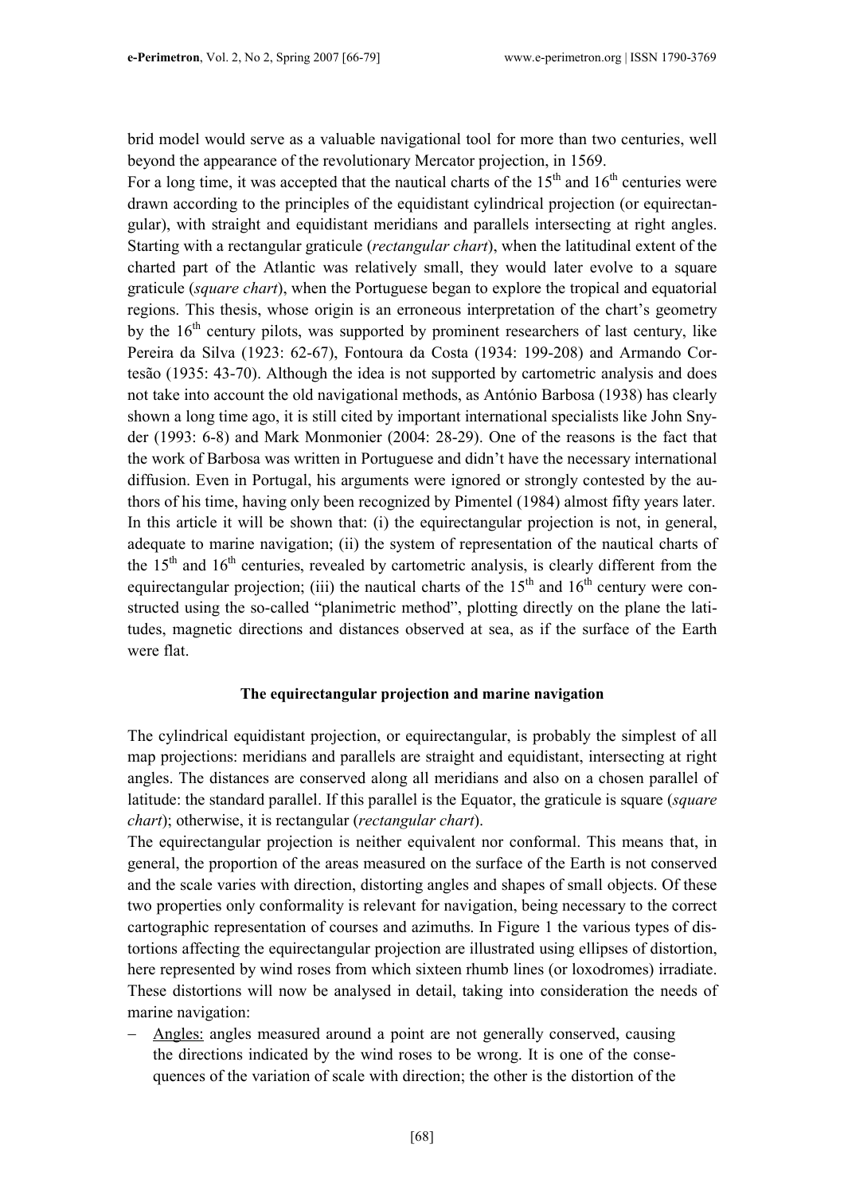brid model would serve as a valuable navigational tool for more than two centuries, well beyond the appearance of the revolutionary Mercator projection, in 1569.

For a long time, it was accepted that the nautical charts of the 15th and 16th centuries were drawn according to the principles of the equidistant cylindrical projection (or equirectangular), with straight and equidistant meridians and parallels intersecting at right angles. Starting with a rectangular graticule (*rectangular chart*), when the latitudinal extent of the charted part of the Atlantic was relatively small, they would later evolve to a square graticule (*square chart*), when the Portuguese began to explore the tropical and equatorial regions. This thesis, whose origin is an erroneous interpretation of the chart's geometry by the 16th century pilots, was supported by prominent researchers of last century, like Pereira da Silva (1923: 62-67), Fontoura da Costa (1934: 199-208) and Armando Cortesão (1935: 43-70). Although the idea is not supported by cartometric analysis and does not take into account the old navigational methods, as António Barbosa (1938) has clearly shown a long time ago, it is still cited by important international specialists like John Snyder (1993: 6-8) and Mark Monmonier (2004: 28-29). One of the reasons is the fact that the work of Barbosa was written in Portuguese and didn't have the necessary international diffusion. Even in Portugal, his arguments were ignored or strongly contested by the authors of his time, having only been recognized by Pimentel (1984) almost fifty years later.

In this article it will be shown that: (i) the equirectangular projection is not, in general, adequate to marine navigation; (ii) the system of representation of the nautical charts of the 15th and 16th centuries, revealed by cartometric analysis, is clearly different from the equirectangular projection; (iii) the nautical charts of the 15th and 16th century were constructed using the so-called "planimetric method", plotting directly on the plane the latitudes, magnetic directions and distances observed at sea, as if the surface of the Earth were flat.

## The equirectangular projection and marine navigation

The cylindrical equidistant projection, or equirectangular, is probably the simplest of all map projections: meridians and parallels are straight and equidistant, intersecting at right angles. The distances are conserved along all meridians and also on a chosen parallel of latitude: the standard parallel. If this parallel is the Equator, the graticule is square (*square chart*); otherwise, it is rectangular (*rectangular chart*).

The equirectangular projection is neither equivalent nor conformal. This means that, in general, the proportion of the areas measured on the surface of the Earth is not conserved and the scale varies with direction, distorting angles and shapes of small objects. Of these two properties only conformality is relevant for navigation, being necessary to the correct cartographic representation of courses and azimuths. In Figure 1 the various types of distortions affecting the equirectangular projection are illustrated using ellipses of distortion, here represented by wind roses from which sixteen rhumb lines (or loxodromes) irradiate. These distortions will now be analysed in detail, taking into consideration the needs of marine navigation:

- Angles: angles measured around a point are not generally conserved, causing the directions indicated by the wind roses to be wrong. It is one of the consequences of the variation of scale with direction; the other is the distortion of the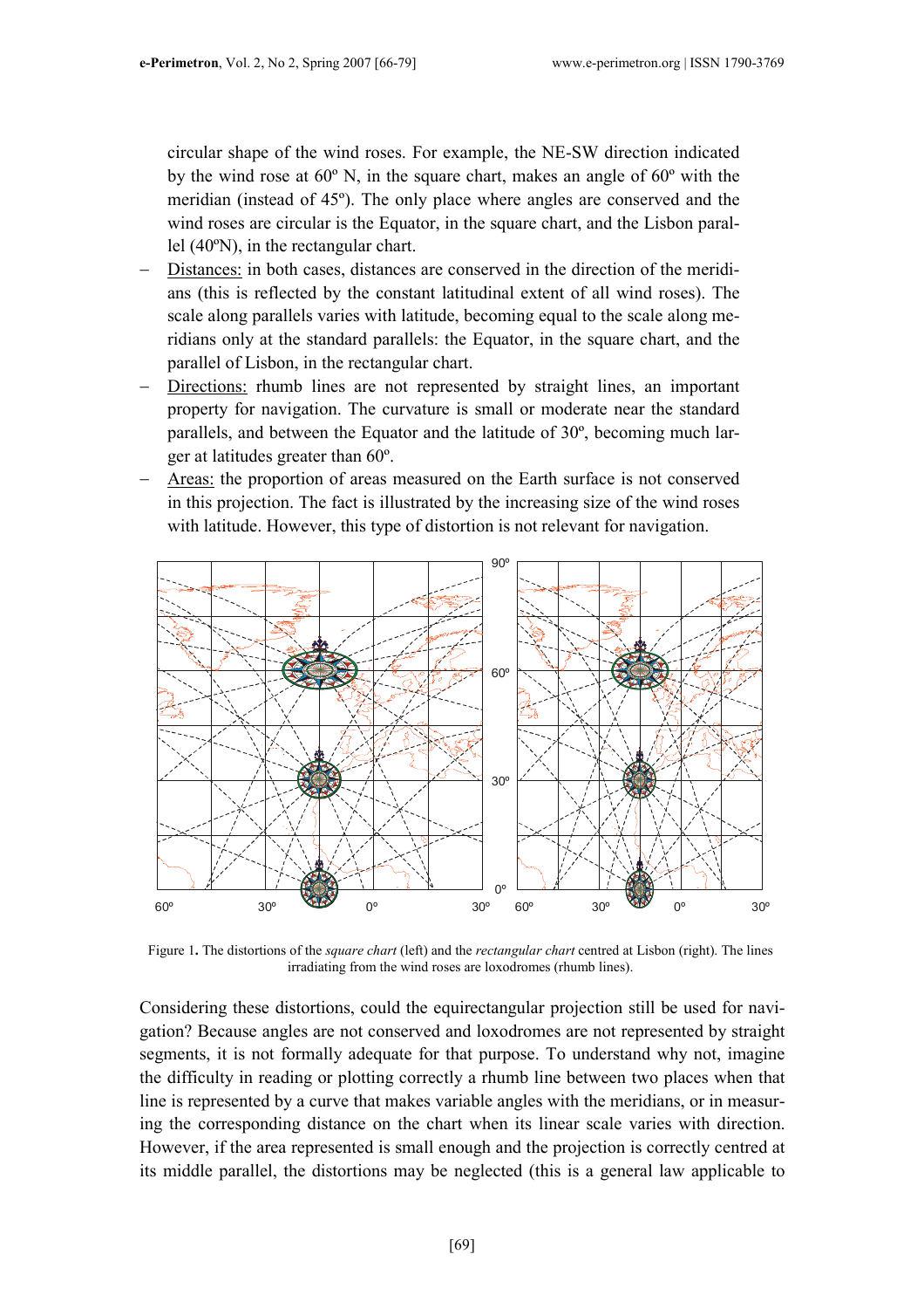circular shape of the wind roses. For example, the NE-SW direction indicated by the wind rose at 60º N, in the square chart, makes an angle of 60º with the meridian (instead of 45º). The only place where angles are conserved and the wind roses are circular is the Equator, in the square chart, and the Lisbon parallel (40ºN), in the rectangular chart.

- Distances: in both cases, distances are conserved in the direction of the meridians (this is reflected by the constant latitudinal extent of all wind roses). The scale along parallels varies with latitude, becoming equal to the scale along meridians only at the standard parallels: the Equator, in the square chart, and the parallel of Lisbon, in the rectangular chart.
- Directions: rhumb lines are not represented by straight lines, an important property for navigation. The curvature is small or moderate near the standard parallels, and between the Equator and the latitude of 30º, becoming much larger at latitudes greater than 60º.
- Areas: the proportion of areas measured on the Earth surface is not conserved in this projection. The fact is illustrated by the increasing size of the wind roses with latitude. However, this type of distortion is not relevant for navigation.

Figure 1. The distortions of the *square chart* (left) and the *rectangular chart* centred at Lisbon (right). The lines irradiating from the wind roses are loxodromes (rhumb lines).

Considering these distortions, could the equirectangular projection still be used for navigation? Because angles are not conserved and loxodromes are not represented by straight segments, it is not formally adequate for that purpose. To understand why not, imagine the difficulty in reading or plotting correctly a rhumb line between two places when that line is represented by a curve that makes variable angles with the meridians, or in measuring the corresponding distance on the chart when its linear scale varies with direction. However, if the area represented is small enough and the projection is correctly centred at its middle parallel, the distortions may be neglected (this is a general law applicable to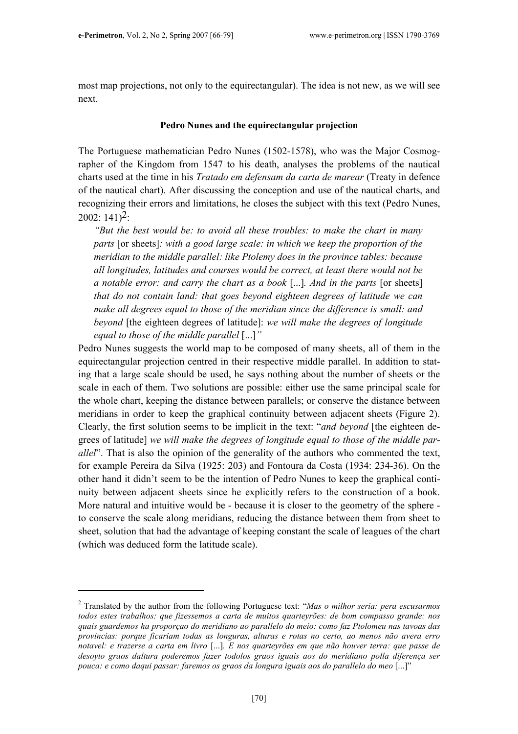most map projections, not only to the equirectangular). The idea is not new, as we will see next.

### Pedro Nunes and the equirectangular projection

The Portuguese mathematician Pedro Nunes (1502-1578), who was the Major Cosmographer of the Kingdom from 1547 to his death, analyses the problems of the nautical charts used at the time in his *Tratado em defensam da carta de marear* (Treaty in defence of the nautical chart). After discussing the conception and use of the nautical charts, and recognizing their errors and limitations, he closes the subject with this text (Pedro Nunes, 2002: 141)[2]:

> *"But the best would be: to avoid all these troubles: to make the chart in many parts* [or sheets]*: with a good large scale: in which we keep the proportion of the meridian to the middle parallel: like Ptolemy does in the province tables: because all longitudes, latitudes and courses would be correct, at least there would not be a notable error: and carry the chart as a book* [...]*. And in the parts* [or sheets] *that do not contain land: that goes beyond eighteen degrees of latitude we can make all degrees equal to those of the meridian since the difference is small: and beyond* [the eighteen degrees of latitude]*: we will make the degrees of longitude equal to those of the middle parallel* [...]*"*

Pedro Nunes suggests the world map to be composed of many sheets, all of them in the equirectangular projection centred in their respective middle parallel. In addition to stating that a large scale should be used, he says nothing about the number of sheets or the scale in each of them. Two solutions are possible: either use the same principal scale for the whole chart, keeping the distance between parallels; or conserve the distance between meridians in order to keep the graphical continuity between adjacent sheets (Figure 2). Clearly, the first solution seems to be implicit in the text: "*and beyond* [the eighteen degrees of latitude] *we will make the degrees of longitude equal to those of the middle parallel*". That is also the opinion of the generality of the authors who commented the text, for example Pereira da Silva (1925: 203) and Fontoura da Costa (1934: 234-36). On the other hand it didn't seem to be the intention of Pedro Nunes to keep the graphical continuity between adjacent sheets since he explicitly refers to the construction of a book. More natural and intuitive would be - because it is closer to the geometry of the sphere - to conserve the scale along meridians, reducing the distance between them from sheet to sheet, solution that had the advantage of keeping constant the scale of leagues of the chart (which was deduced form the latitude scale).

---

[2] Translated by the author from the following Portuguese text: "*Mas o milhor seria: pera escusarmos todos estes trabalhos: que fizessemos a carta de muitos quarteyrões: de bom compasso grande: nos quais guardemos ha proporçao do meridiano ao parallelo do meio: como faz Ptolomeu nas tavoas das provincias: porque ficariam todas as longuras, alturas e rotas no certo, ao menos não avera erro notavel: e trazerse a carta em livro* [...]*. E nos quarteyrões em que não houver terra: que passe de desoyto graos daltura poderemos fazer todolos graos iguais aos do meridiano polla diferença ser pouca: e como daqui passar: faremos os graos da longura iguais aos do parallelo do meo* [...]"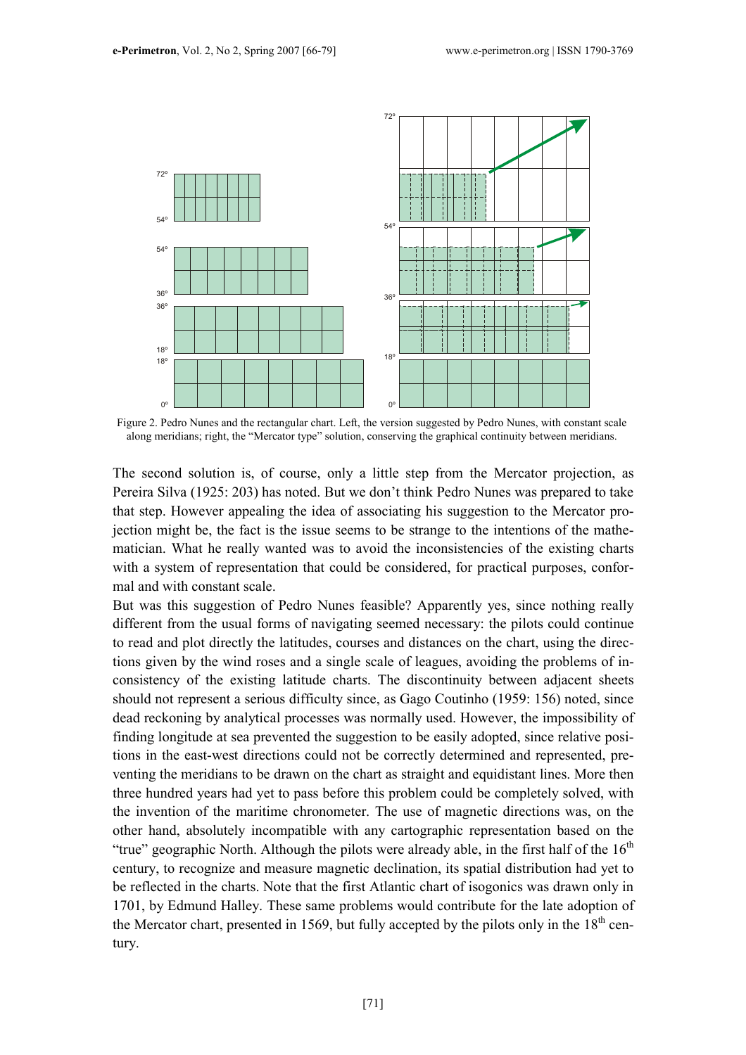Figure 2. Pedro Nunes and the rectangular chart. Left, the version suggested by Pedro Nunes, with constant scale along meridians; right, the "Mercator type" solution, conserving the graphical continuity between meridians.

The second solution is, of course, only a little step from the Mercator projection, as Pereira Silva (1925: 203) has noted. But we don't think Pedro Nunes was prepared to take that step. However appealing the idea of associating his suggestion to the Mercator projection might be, the fact is the issue seems to be strange to the intentions of the mathematician. What he really wanted was to avoid the inconsistencies of the existing charts with a system of representation that could be considered, for practical purposes, conformal and with constant scale.

But was this suggestion of Pedro Nunes feasible? Apparently yes, since nothing really different from the usual forms of navigating seemed necessary: the pilots could continue to read and plot directly the latitudes, courses and distances on the chart, using the directions given by the wind roses and a single scale of leagues, avoiding the problems of inconsistency of the existing latitude charts. The discontinuity between adjacent sheets should not represent a serious difficulty since, as Gago Coutinho (1959: 156) noted, since dead reckoning by analytical processes was normally used. However, the impossibility of finding longitude at sea prevented the suggestion to be easily adopted, since relative positions in the east-west directions could not be correctly determined and represented, preventing the meridians to be drawn on the chart as straight and equidistant lines. More then three hundred years had yet to pass before this problem could be completely solved, with the invention of the maritime chronometer. The use of magnetic directions was, on the other hand, absolutely incompatible with any cartographic representation based on the "true" geographic North. Although the pilots were already able, in the first half of the 16th century, to recognize and measure magnetic declination, its spatial distribution had yet to be reflected in the charts. Note that the first Atlantic chart of isogonics was drawn only in 1701, by Edmund Halley. These same problems would contribute for the late adoption of the Mercator chart, presented in 1569, but fully accepted by the pilots only in the 18th century.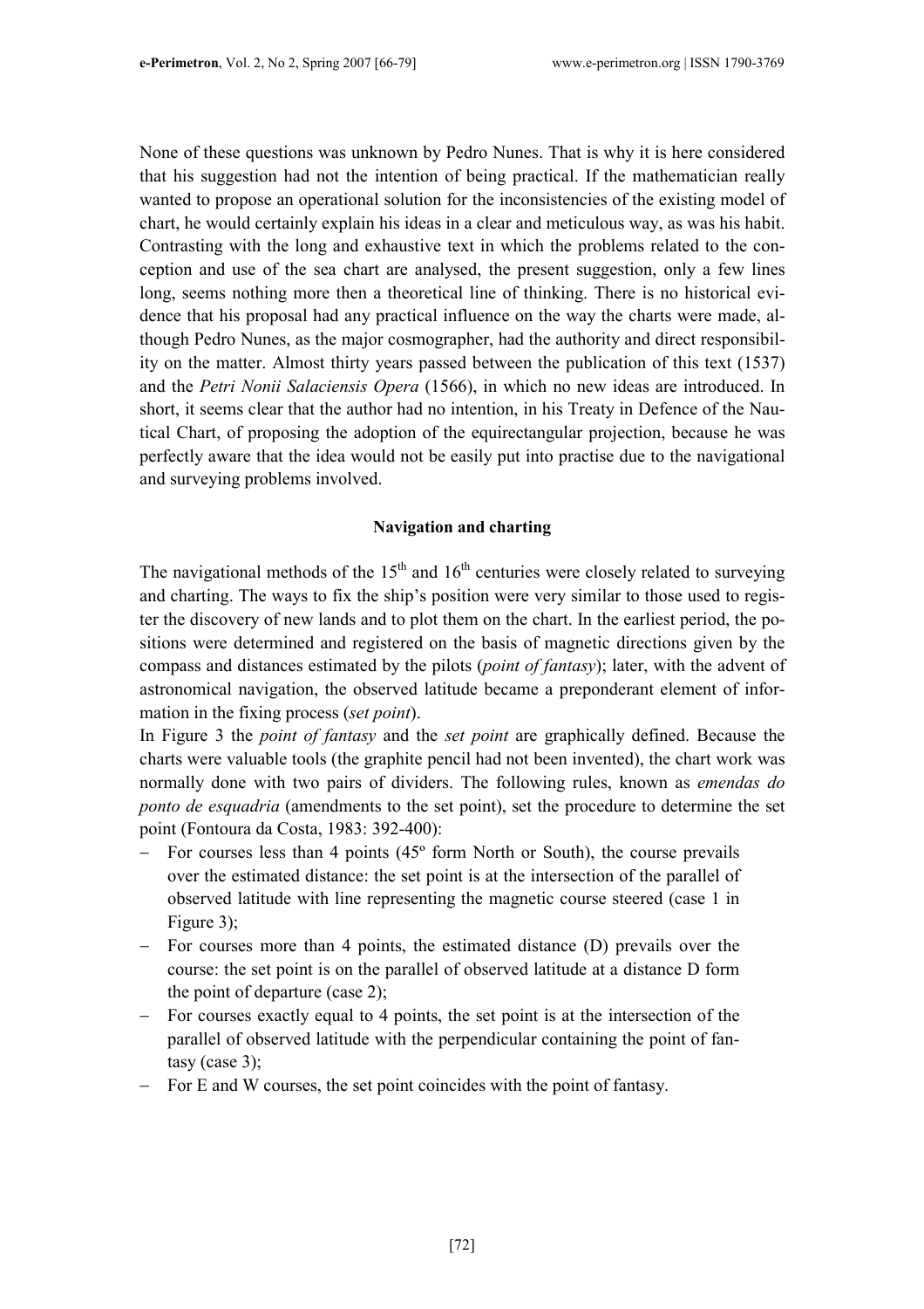None of these questions was unknown by Pedro Nunes. That is why it is here considered that his suggestion had not the intention of being practical. If the mathematician really wanted to propose an operational solution for the inconsistencies of the existing model of chart, he would certainly explain his ideas in a clear and meticulous way, as was his habit. Contrasting with the long and exhaustive text in which the problems related to the conception and use of the sea chart are analysed, the present suggestion, only a few lines long, seems nothing more then a theoretical line of thinking. There is no historical evidence that his proposal had any practical influence on the way the charts were made, although Pedro Nunes, as the major cosmographer, had the authority and direct responsibility on the matter. Almost thirty years passed between the publication of this text (1537) and the *Petri Nonii Salaciensis Opera* (1566), in which no new ideas are introduced. In short, it seems clear that the author had no intention, in his Treaty in Defence of the Nautical Chart, of proposing the adoption of the equirectangular projection, because he was perfectly aware that the idea would not be easily put into practise due to the navigational and surveying problems involved.

## Navigation and charting

The navigational methods of the 15th and 16th centuries were closely related to surveying and charting. The ways to fix the ship's position were very similar to those used to register the discovery of new lands and to plot them on the chart. In the earliest period, the positions were determined and registered on the basis of magnetic directions given by the compass and distances estimated by the pilots (*point of fantasy*); later, with the advent of astronomical navigation, the observed latitude became a preponderant element of information in the fixing process (*set point*).

In Figure 3 the *point of fantasy* and the *set point* are graphically defined. Because the charts were valuable tools (the graphite pencil had not been invented), the chart work was normally done with two pairs of dividers. The following rules, known as *emendas do ponto de esquadria* (amendments to the set point), set the procedure to determine the set point (Fontoura da Costa, 1983: 392-400):

- For courses less than 4 points (45º form North or South), the course prevails over the estimated distance: the set point is at the intersection of the parallel of observed latitude with line representing the magnetic course steered (case 1 in Figure 3);
- For courses more than 4 points, the estimated distance (D) prevails over the course: the set point is on the parallel of observed latitude at a distance D form the point of departure (case 2);
- For courses exactly equal to 4 points, the set point is at the intersection of the parallel of observed latitude with the perpendicular containing the point of fantasy (case 3);
- For E and W courses, the set point coincides with the point of fantasy.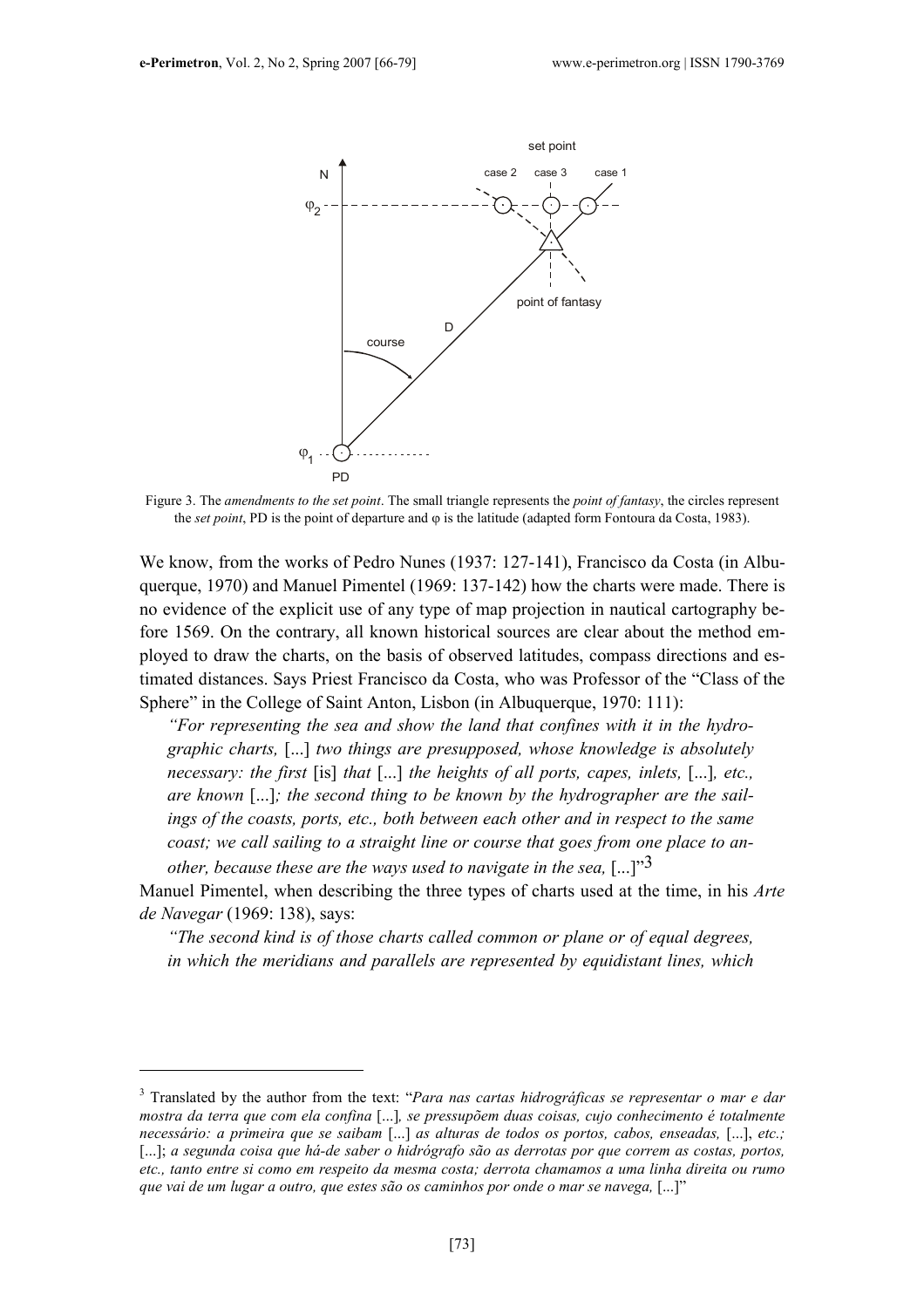Figure 3. The *amendments to the set point*. The small triangle represents the *point of fantasy*, the circles represent the *set point*, PD is the point of departure and φ is the latitude (adapted form Fontoura da Costa, 1983).

We know, from the works of Pedro Nunes (1937: 127-141), Francisco da Costa (in Albuquerque, 1970) and Manuel Pimentel (1969: 137-142) how the charts were made. There is no evidence of the explicit use of any type of map projection in nautical cartography before 1569. On the contrary, all known historical sources are clear about the method employed to draw the charts, on the basis of observed latitudes, compass directions and estimated distances. Says Priest Francisco da Costa, who was Professor of the "Class of the Sphere" in the College of Saint Anton, Lisbon (in Albuquerque, 1970: 111):

> *"For representing the sea and show the land that confines with it in the hydrographic charts,* [...] *two things are presupposed, whose knowledge is absolutely necessary: the first* [is] *that* [...] *the heights of all ports, capes, inlets,* [...]*, etc., are known* [...]*; the second thing to be known by the hydrographer are the sailings of the coasts, ports, etc., both between each other and in respect to the same coast; we call sailing to a straight line or course that goes from one place to another, because these are the ways used to navigate in the sea,* [...]"[3]

Manuel Pimentel, when describing the three types of charts used at the time, in his *Arte de Navegar* (1969: 138), says:

> *"The second kind is of those charts called common or plane or of equal degrees, in which the meridians and parallels are represented by equidistant lines, which*

---

[3] Translated by the author from the text: "*Para nas cartas hidrográficas se representar o mar e dar mostra da terra que com ela confina* [...]*, se pressupõem duas coisas, cujo conhecimento é totalmente necessário: a primeira que se saibam* [...] *as alturas de todos os portos, cabos, enseadas,* [...], *etc.;* [...]; *a segunda coisa que há-de saber o hidrógrafo são as derrotas por que correm as costas, portos, etc., tanto entre si como em respeito da mesma costa; derrota chamamos a uma linha direita ou rumo que vai de um lugar a outro, que estes são os caminhos por onde o mar se navega,* [...]"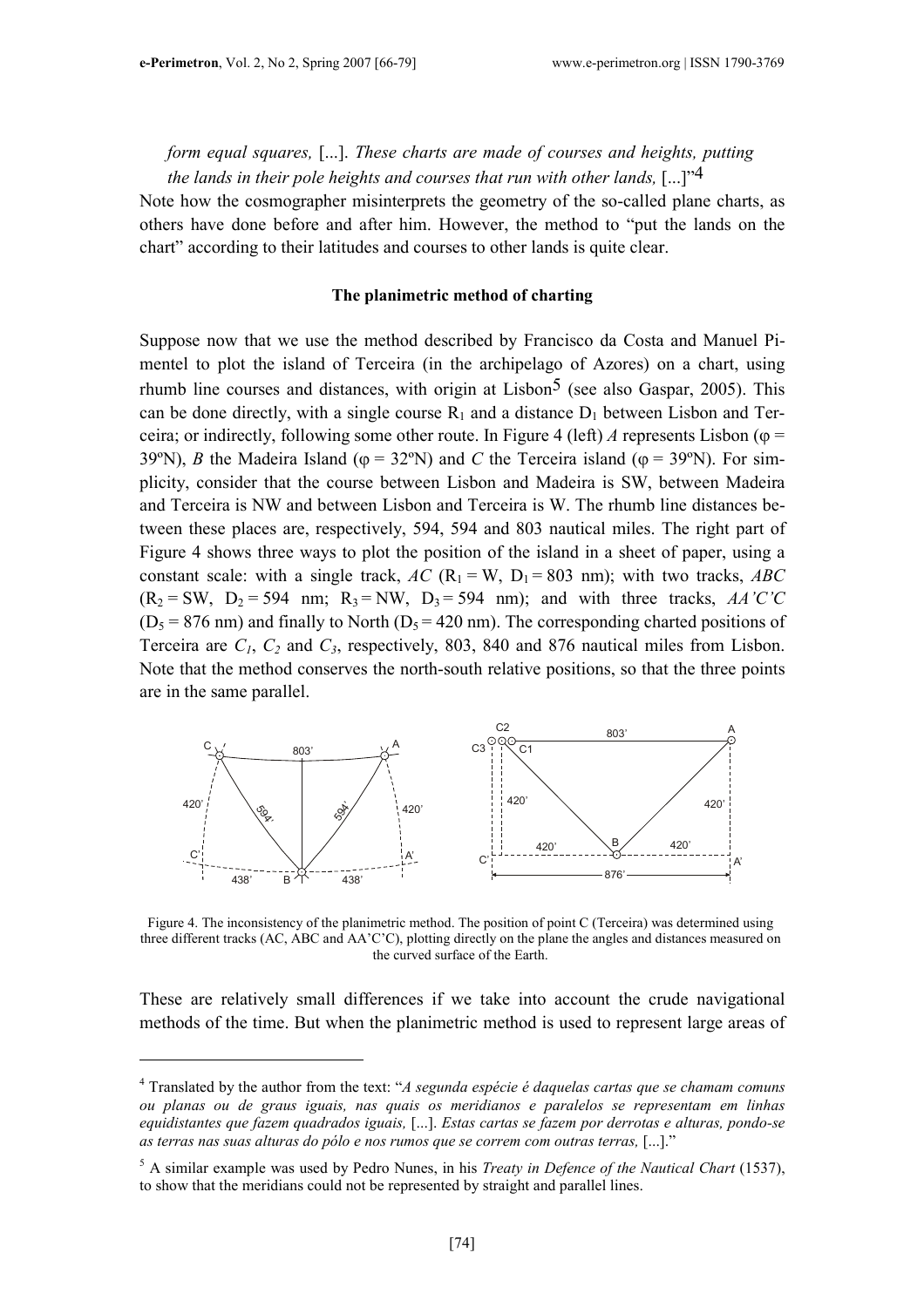*form equal squares,* [...]. *These charts are made of courses and heights, putting the lands in their pole heights and courses that run with other lands,* [...]"[4]

Note how the cosmographer misinterprets the geometry of the so-called plane charts, as others have done before and after him. However, the method to "put the lands on the chart" according to their latitudes and courses to other lands is quite clear.

**The planimetric method of charting**

Suppose now that we use the method described by Francisco da Costa and Manuel Pimentel to plot the island of Terceira (in the archipelago of Azores) on a chart, using rhumb line courses and distances, with origin at Lisbon[5] (see also Gaspar, 2005). This can be done directly, with a single course $R_1$ and a distance $D_1$ between Lisbon and Terceira; or indirectly, following some other route. In Figure 4 (left) *A* represents Lisbon ($\varphi$ = 39ºN), *B* the Madeira Island ($\varphi$ = 32ºN) and *C* the Terceira island ($\varphi$ = 39ºN). For simplicity, consider that the course between Lisbon and Madeira is SW, between Madeira and Terceira is NW and between Lisbon and Terceira is W. The rhumb line distances between these places are, respectively, 594, 594 and 803 nautical miles. The right part of Figure 4 shows three ways to plot the position of the island in a sheet of paper, using a constant scale: with a single track, *AC* ($R_1$ = W, $D_1$ = 803 nm); with two tracks, *ABC* ($R_2$ = SW, $D_2$ = 594 nm; $R_3$ = NW, $D_3$ = 594 nm); and with three tracks, *AA'C'C* ($D_5$ = 876 nm) and finally to North ($D_5$ = 420 nm). The corresponding charted positions of Terceira are $C_1$, $C_2$ and $C_3$, respectively, 803, 840 and 876 nautical miles from Lisbon. Note that the method conserves the north-south relative positions, so that the three points are in the same parallel.

Figure 4. The inconsistency of the planimetric method. The position of point C (Terceira) was determined using three different tracks (AC, ABC and AA'C'C), plotting directly on the plane the angles and distances measured on the curved surface of the Earth.

These are relatively small differences if we take into account the crude navigational methods of the time. But when the planimetric method is used to represent large areas of

[4] Translated by the author from the text: "*A segunda espécie é daquelas cartas que se chamam comuns ou planas ou de graus iguais, nas quais os meridianos e paralelos se representam em linhas equidistantes que fazem quadrados iguais,* [...]. *Estas cartas se fazem por derrotas e alturas, pondo-se as terras nas suas alturas do pólo e nos rumos que se correm com outras terras,* [...]."

[5] A similar example was used by Pedro Nunes, in his *Treaty in Defence of the Nautical Chart* (1537), to show that the meridians could not be represented by straight and parallel lines.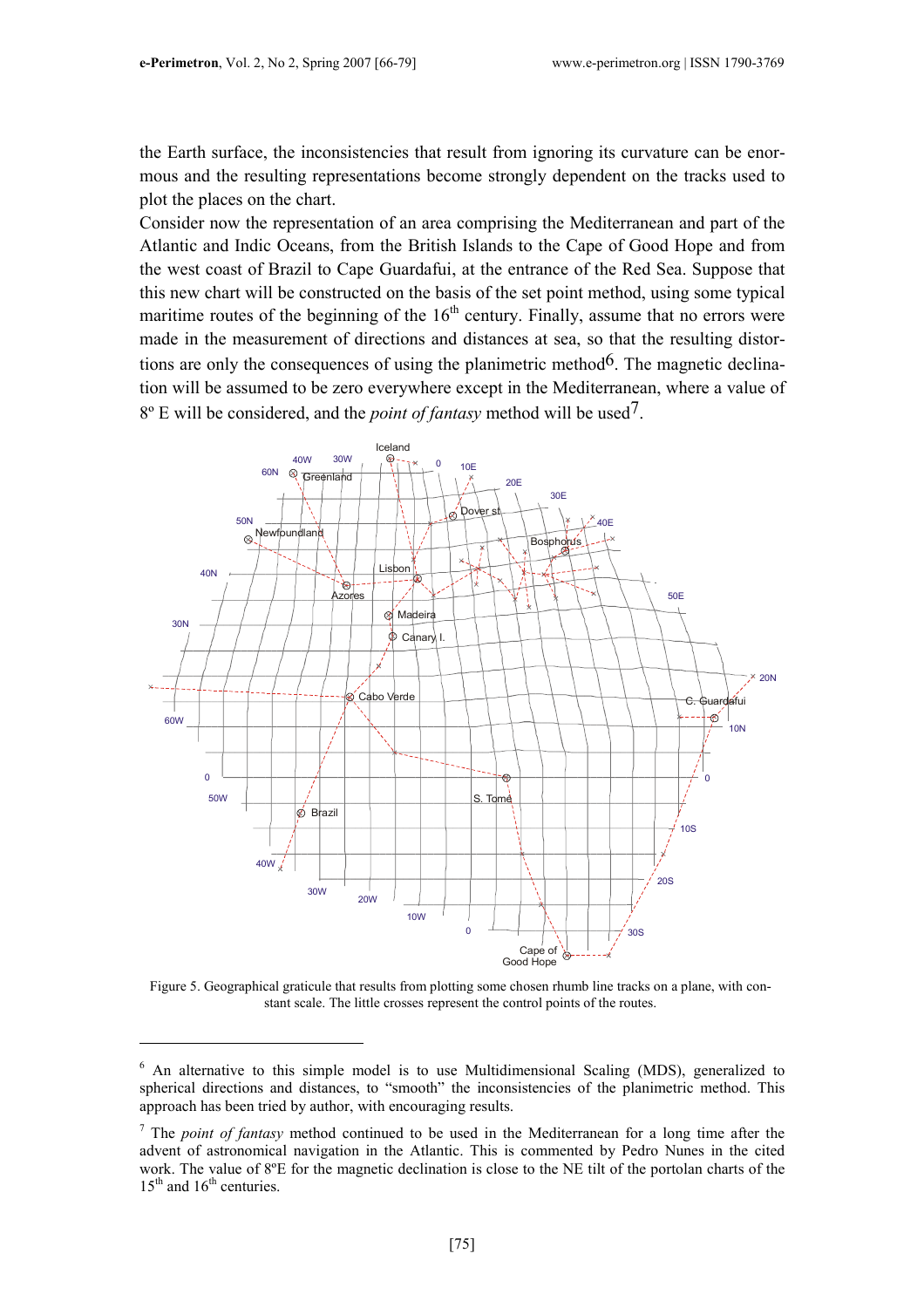the Earth surface, the inconsistencies that result from ignoring its curvature can be enormous and the resulting representations become strongly dependent on the tracks used to plot the places on the chart.

Consider now the representation of an area comprising the Mediterranean and part of the Atlantic and Indic Oceans, from the British Islands to the Cape of Good Hope and from the west coast of Brazil to Cape Guardafui, at the entrance of the Red Sea. Suppose that this new chart will be constructed on the basis of the set point method, using some typical maritime routes of the beginning of the 16th century. Finally, assume that no errors were made in the measurement of directions and distances at sea, so that the resulting distortions are only the consequences of using the planimetric method[6]. The magnetic declination will be assumed to be zero everywhere except in the Mediterranean, where a value of 8º E will be considered, and the *point of fantasy* method will be used[7].

Figure 5. Geographical graticule that results from plotting some chosen rhumb line tracks on a plane, with constant scale. The little crosses represent the control points of the routes.

---

[6] An alternative to this simple model is to use Multidimensional Scaling (MDS), generalized to spherical directions and distances, to "smooth" the inconsistencies of the planimetric method. This approach has been tried by author, with encouraging results.

[7] The *point of fantasy* method continued to be used in the Mediterranean for a long time after the advent of astronomical navigation in the Atlantic. This is commented by Pedro Nunes in the cited work. The value of 8ºE for the magnetic declination is close to the NE tilt of the portolan charts of the 15th and 16th centuries.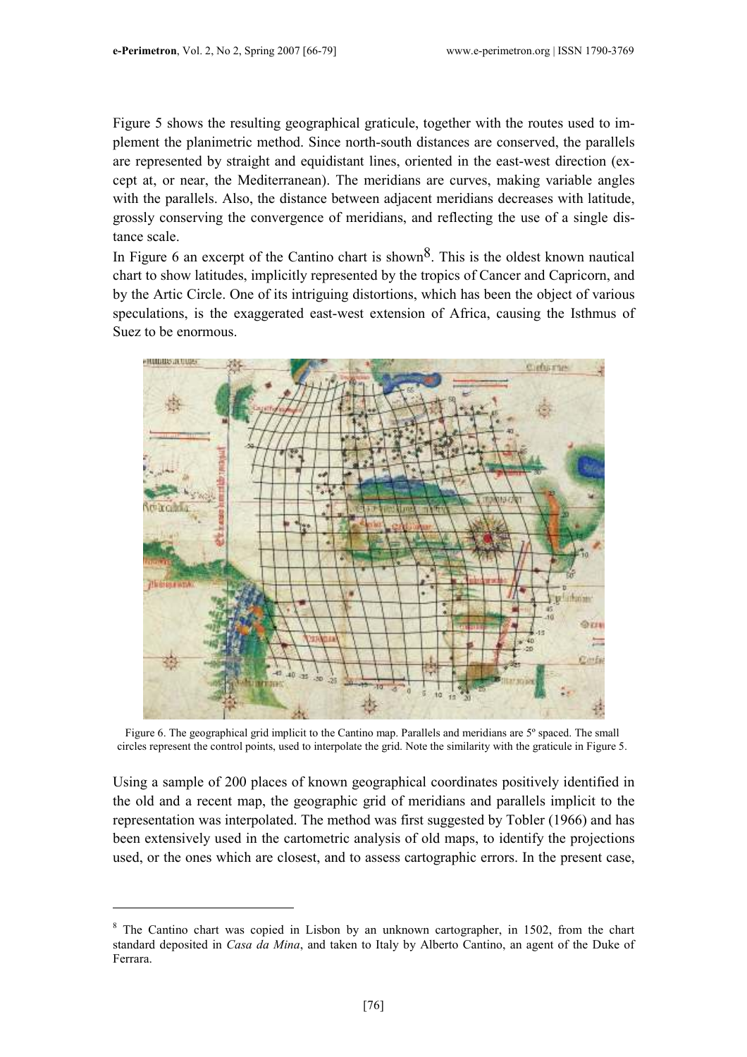Figure 5 shows the resulting geographical graticule, together with the routes used to implement the planimetric method. Since north-south distances are conserved, the parallels are represented by straight and equidistant lines, oriented in the east-west direction (except at, or near, the Mediterranean). The meridians are curves, making variable angles with the parallels. Also, the distance between adjacent meridians decreases with latitude, grossly conserving the convergence of meridians, and reflecting the use of a single distance scale.

In Figure 6 an excerpt of the Cantino chart is shown[8]. This is the oldest known nautical chart to show latitudes, implicitly represented by the tropics of Cancer and Capricorn, and by the Artic Circle. One of its intriguing distortions, which has been the object of various speculations, is the exaggerated east-west extension of Africa, causing the Isthmus of Suez to be enormous.

Figure 6. The geographical grid implicit to the Cantino map. Parallels and meridians are 5º spaced. The small circles represent the control points, used to interpolate the grid. Note the similarity with the graticule in Figure 5.

Using a sample of 200 places of known geographical coordinates positively identified in the old and a recent map, the geographic grid of meridians and parallels implicit to the representation was interpolated. The method was first suggested by Tobler (1966) and has been extensively used in the cartometric analysis of old maps, to identify the projections used, or the ones which are closest, and to assess cartographic errors. In the present case,

[8] The Cantino chart was copied in Lisbon by an unknown cartographer, in 1502, from the chart standard deposited in *Casa da Mina*, and taken to Italy by Alberto Cantino, an agent of the Duke of Ferrara.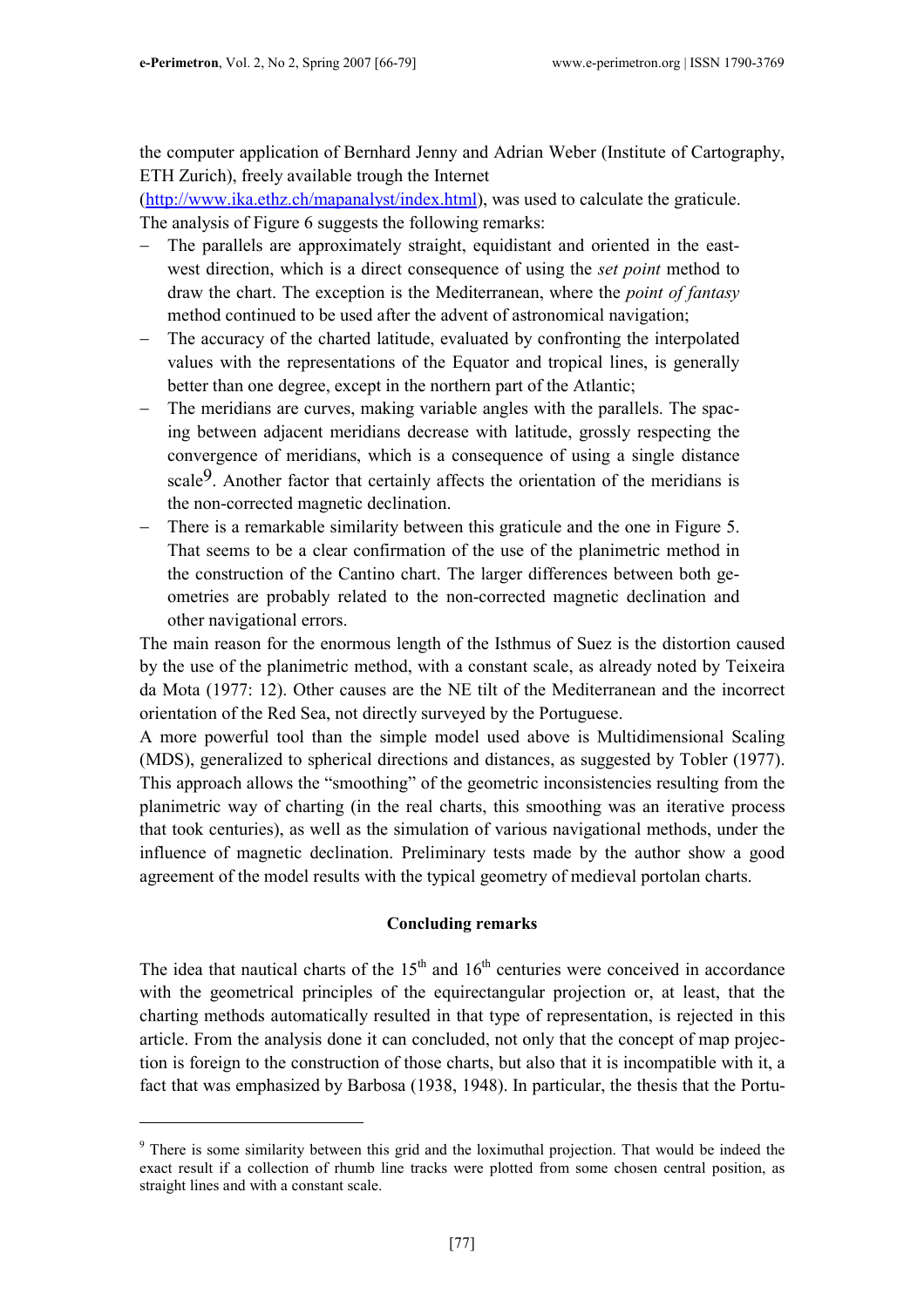the computer application of Bernhard Jenny and Adrian Weber (Institute of Cartography, ETH Zurich), freely available trough the Internet (http://www.ika.ethz.ch/mapanalyst/index.html), was used to calculate the graticule. The analysis of Figure 6 suggests the following remarks:

- The parallels are approximately straight, equidistant and oriented in the east-west direction, which is a direct consequence of using the *set point* method to draw the chart. The exception is the Mediterranean, where the *point of fantasy* method continued to be used after the advent of astronomical navigation;
- The accuracy of the charted latitude, evaluated by confronting the interpolated values with the representations of the Equator and tropical lines, is generally better than one degree, except in the northern part of the Atlantic;
- The meridians are curves, making variable angles with the parallels. The spacing between adjacent meridians decrease with latitude, grossly respecting the convergence of meridians, which is a consequence of using a single distance scale[9]. Another factor that certainly affects the orientation of the meridians is the non-corrected magnetic declination.
- There is a remarkable similarity between this graticule and the one in Figure 5. That seems to be a clear confirmation of the use of the planimetric method in the construction of the Cantino chart. The larger differences between both geometries are probably related to the non-corrected magnetic declination and other navigational errors.

The main reason for the enormous length of the Isthmus of Suez is the distortion caused by the use of the planimetric method, with a constant scale, as already noted by Teixeira da Mota (1977: 12). Other causes are the NE tilt of the Mediterranean and the incorrect orientation of the Red Sea, not directly surveyed by the Portuguese.

A more powerful tool than the simple model used above is Multidimensional Scaling (MDS), generalized to spherical directions and distances, as suggested by Tobler (1977). This approach allows the "smoothing" of the geometric inconsistencies resulting from the planimetric way of charting (in the real charts, this smoothing was an iterative process that took centuries), as well as the simulation of various navigational methods, under the influence of magnetic declination. Preliminary tests made by the author show a good agreement of the model results with the typical geometry of medieval portolan charts.

## Concluding remarks

The idea that nautical charts of the 15th and 16th centuries were conceived in accordance with the geometrical principles of the equirectangular projection or, at least, that the charting methods automatically resulted in that type of representation, is rejected in this article. From the analysis done it can concluded, not only that the concept of map projection is foreign to the construction of those charts, but also that it is incompatible with it, a fact that was emphasized by Barbosa (1938, 1948). In particular, the thesis that the Portu-

[9] There is some similarity between this grid and the loximuthal projection. That would be indeed the exact result if a collection of rhumb line tracks were plotted from some chosen central position, as straight lines and with a constant scale.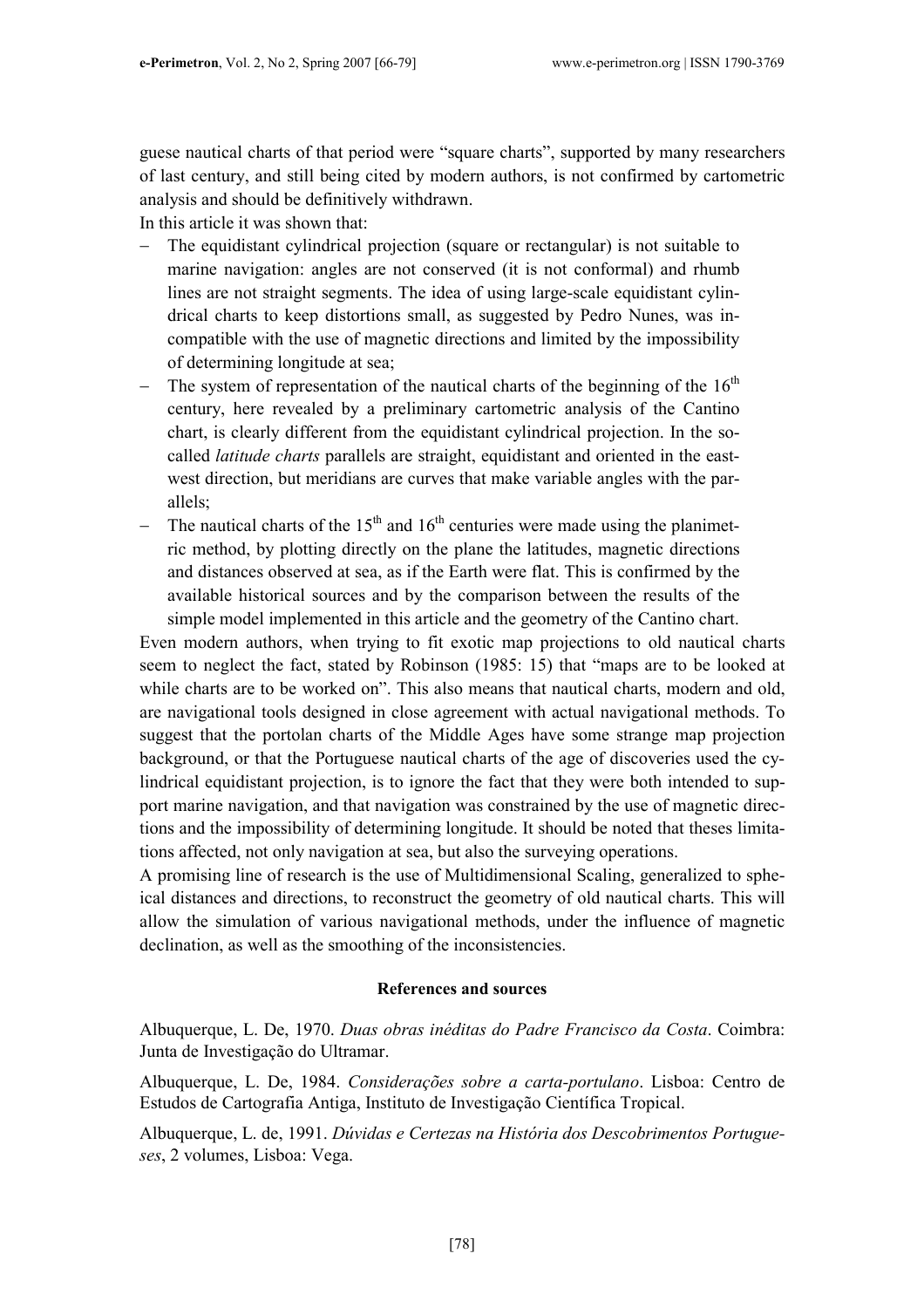guese nautical charts of that period were "square charts", supported by many researchers of last century, and still being cited by modern authors, is not confirmed by cartometric analysis and should be definitively withdrawn.

In this article it was shown that:

- The equidistant cylindrical projection (square or rectangular) is not suitable to marine navigation: angles are not conserved (it is not conformal) and rhumb lines are not straight segments. The idea of using large-scale equidistant cylindrical charts to keep distortions small, as suggested by Pedro Nunes, was incompatible with the use of magnetic directions and limited by the impossibility of determining longitude at sea;
- The system of representation of the nautical charts of the beginning of the 16th century, here revealed by a preliminary cartometric analysis of the Cantino chart, is clearly different from the equidistant cylindrical projection. In the so-called *latitude charts* parallels are straight, equidistant and oriented in the east-west direction, but meridians are curves that make variable angles with the parallels;
- The nautical charts of the 15th and 16th centuries were made using the planimetric method, by plotting directly on the plane the latitudes, magnetic directions and distances observed at sea, as if the Earth were flat. This is confirmed by the available historical sources and by the comparison between the results of the simple model implemented in this article and the geometry of the Cantino chart.

Even modern authors, when trying to fit exotic map projections to old nautical charts seem to neglect the fact, stated by Robinson (1985: 15) that "maps are to be looked at while charts are to be worked on". This also means that nautical charts, modern and old, are navigational tools designed in close agreement with actual navigational methods. To suggest that the portolan charts of the Middle Ages have some strange map projection background, or that the Portuguese nautical charts of the age of discoveries used the cylindrical equidistant projection, is to ignore the fact that they were both intended to support marine navigation, and that navigation was constrained by the use of magnetic directions and the impossibility of determining longitude. It should be noted that theses limitations affected, not only navigation at sea, but also the surveying operations.

A promising line of research is the use of Multidimensional Scaling, generalized to spheical distances and directions, to reconstruct the geometry of old nautical charts. This will allow the simulation of various navigational methods, under the influence of magnetic declination, as well as the smoothing of the inconsistencies.

## References and sources

Albuquerque, L. De, 1970. *Duas obras inéditas do Padre Francisco da Costa*. Coimbra: Junta de Investigação do Ultramar.

Albuquerque, L. De, 1984. *Considerações sobre a carta-portulano*. Lisboa: Centro de Estudos de Cartografia Antiga, Instituto de Investigação Científica Tropical.

Albuquerque, L. de, 1991. *Dúvidas e Certezas na História dos Descobrimentos Portugueses*, 2 volumes, Lisboa: Vega.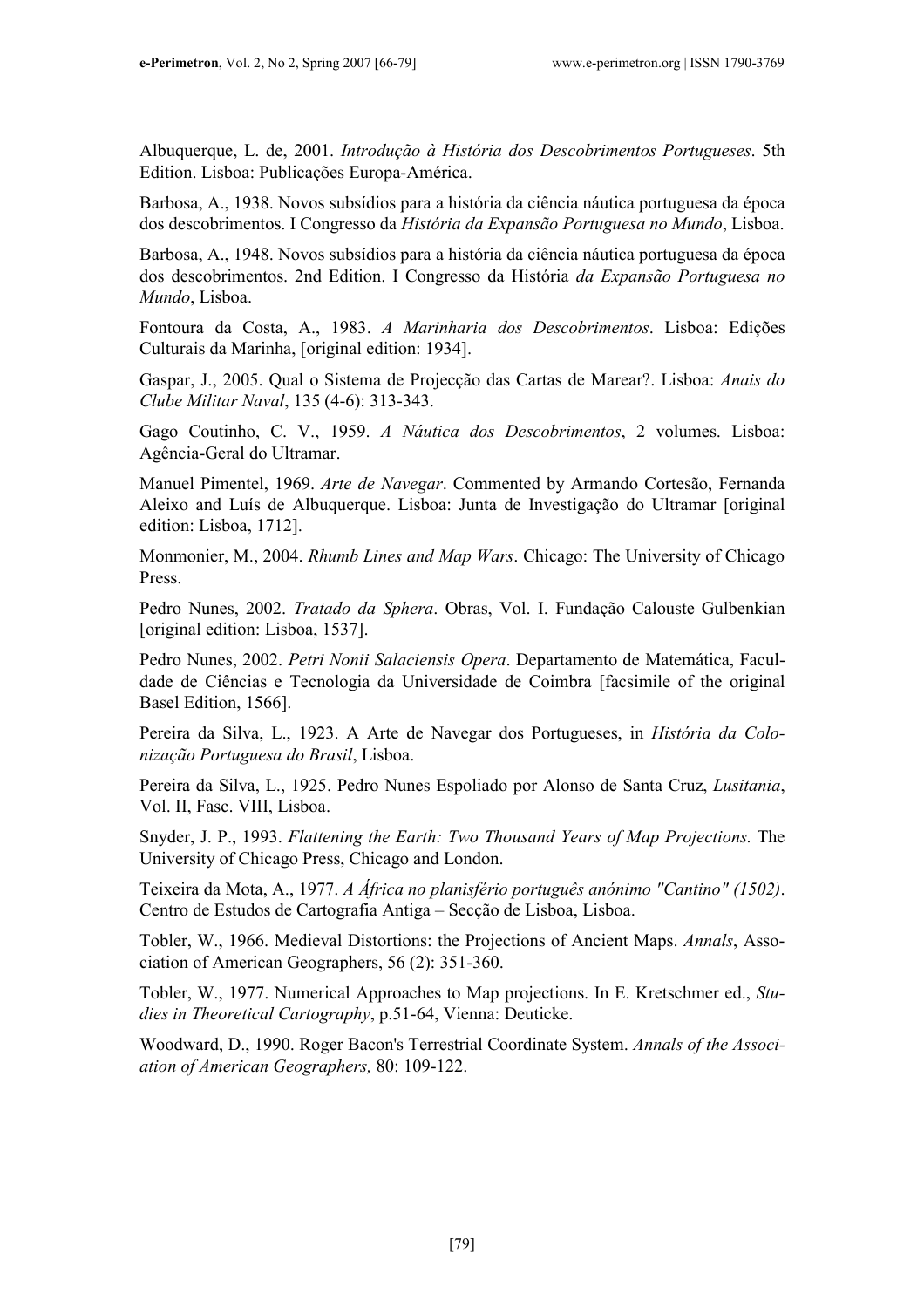Albuquerque, L. de, 2001. *Introdução à História dos Descobrimentos Portugueses*. 5th Edition. Lisboa: Publicações Europa-América.

Barbosa, A., 1938. Novos subsídios para a história da ciência náutica portuguesa da época dos descobrimentos. I Congresso da *História da Expansão Portuguesa no Mundo*, Lisboa.

Barbosa, A., 1948. Novos subsídios para a história da ciência náutica portuguesa da época dos descobrimentos. 2nd Edition. I Congresso da História *da Expansão Portuguesa no Mundo*, Lisboa.

Fontoura da Costa, A., 1983. *A Marinharia dos Descobrimentos*. Lisboa: Edições Culturais da Marinha, [original edition: 1934].

Gaspar, J., 2005. Qual o Sistema de Projecção das Cartas de Marear?. Lisboa: *Anais do Clube Militar Naval*, 135 (4-6): 313-343.

Gago Coutinho, C. V., 1959. *A Náutica dos Descobrimentos*, 2 volumes. Lisboa: Agência-Geral do Ultramar.

Manuel Pimentel, 1969. *Arte de Navegar*. Commented by Armando Cortesão, Fernanda Aleixo and Luís de Albuquerque. Lisboa: Junta de Investigação do Ultramar [original edition: Lisboa, 1712].

Monmonier, M., 2004. *Rhumb Lines and Map Wars*. Chicago: The University of Chicago Press.

Pedro Nunes, 2002. *Tratado da Sphera*. Obras, Vol. I. Fundação Calouste Gulbenkian [original edition: Lisboa, 1537].

Pedro Nunes, 2002. *Petri Nonii Salaciensis Opera*. Departamento de Matemática, Faculdade de Ciências e Tecnologia da Universidade de Coimbra [facsimile of the original Basel Edition, 1566].

Pereira da Silva, L., 1923. A Arte de Navegar dos Portugueses, in *História da Colonização Portuguesa do Brasil*, Lisboa.

Pereira da Silva, L., 1925. Pedro Nunes Espoliado por Alonso de Santa Cruz, *Lusitania*, Vol. II, Fasc. VIII, Lisboa.

Snyder, J. P., 1993. *Flattening the Earth: Two Thousand Years of Map Projections.* The University of Chicago Press, Chicago and London.

Teixeira da Mota, A., 1977. *A África no planisfério português anónimo "Cantino" (1502)*. Centro de Estudos de Cartografia Antiga – Secção de Lisboa, Lisboa.

Tobler, W., 1966. Medieval Distortions: the Projections of Ancient Maps. *Annals*, Association of American Geographers, 56 (2): 351-360.

Tobler, W., 1977. Numerical Approaches to Map projections. In E. Kretschmer ed., *Studies in Theoretical Cartography*, p.51-64, Vienna: Deuticke.

Woodward, D., 1990. Roger Bacon's Terrestrial Coordinate System. *Annals of the Association of American Geographers,* 80: 109-122.